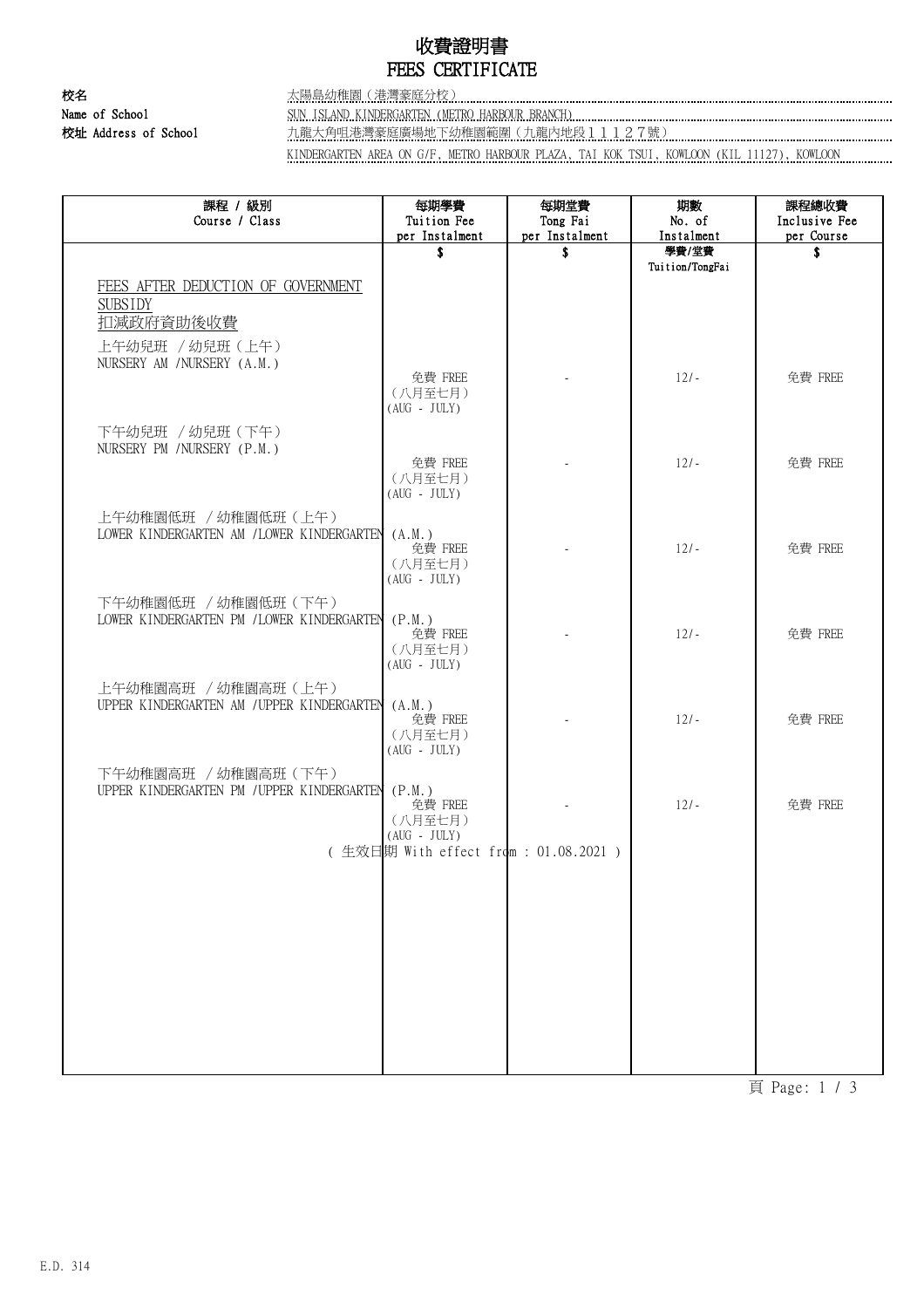# 收費證明書
# FEES CERTIFICATE

**校名**
**Name of School** 太陽島幼稚園（港灣豪庭分校）
SUN ISLAND KINDERGARTEN (METRO HARBOUR BRANCH)

**校址 Address of School** 九龍大角咀港灣豪庭廣場地下幼稚園範圍（九龍內地段１１１２７號）
KINDERGARTEN AREA ON G/F, METRO HARBOUR PLAZA, TAI KOK TSUI, KOWLOON (KIL 11127), KOWLOON

| 課程 / 級別<br>Course / Class | 每期學費<br>Tuition Fee<br>per Instalment<br>$ | 每期堂費<br>Tong Fai<br>per Instalment<br>$ | 期數<br>No. of<br>Instalment<br>學費/堂費<br>Tuition/TongFai | 課程總收費<br>Inclusive Fee<br>per Course<br>$ |
|---|---|---|---|---|
| FEES AFTER DEDUCTION OF GOVERNMENT SUBSIDY<br>扣減政府資助後收費 | | | | |
| 上午幼兒班 / 幼兒班（上午）<br>NURSERY AM / NURSERY (A.M.) | 免費 FREE<br>（八月至七月）<br>(AUG - JULY) | - | 12/- | 免費 FREE |
| 下午幼兒班 / 幼兒班（下午）<br>NURSERY PM / NURSERY (P.M.) | 免費 FREE<br>（八月至七月）<br>(AUG - JULY) | - | 12/- | 免費 FREE |
| 上午幼稚園低班 / 幼稚園低班（上午）<br>LOWER KINDERGARTEN AM / LOWER KINDERGARTEN (A.M.) | 免費 FREE<br>（八月至七月）<br>(AUG - JULY) | - | 12/- | 免費 FREE |
| 下午幼稚園低班 / 幼稚園低班（下午）<br>LOWER KINDERGARTEN PM / LOWER KINDERGARTEN (P.M.) | 免費 FREE<br>（八月至七月）<br>(AUG - JULY) | - | 12/- | 免費 FREE |
| 上午幼稚園高班 / 幼稚園高班（上午）<br>UPPER KINDERGARTEN AM / UPPER KINDERGARTEN (A.M.) | 免費 FREE<br>（八月至七月）<br>(AUG - JULY) | - | 12/- | 免費 FREE |
| 下午幼稚園高班 / 幼稚園高班（下午）<br>UPPER KINDERGARTEN PM / UPPER KINDERGARTEN (P.M.) | 免費 FREE<br>（八月至七月）<br>(AUG - JULY) | - | 12/- | 免費 FREE |

( 生效日期 With effect from : 01.08.2021 )

E.D. 314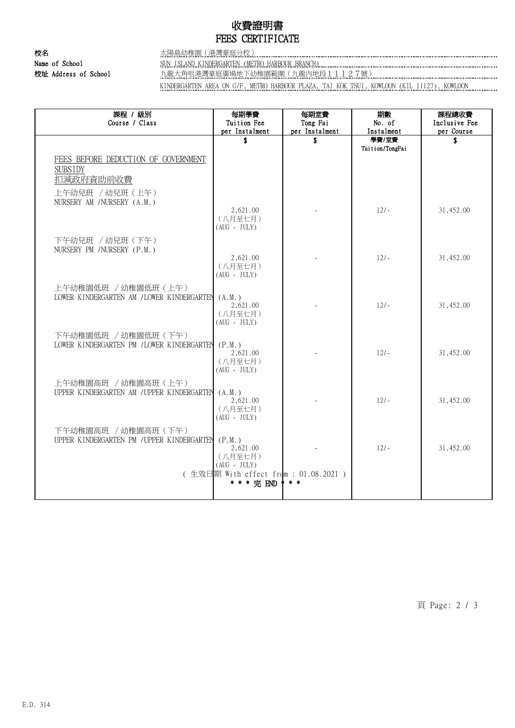# 收費證明書
# FEES CERTIFICATE

校名
Name of School: 太陽島幼稚園（港灣豪庭分校）
SUN ISLAND KINDERGARTEN (METRO HARBOUR BRANCH)

校址 Address of School: 九龍大角咀港灣豪庭廣場地下幼稚園範圍（九龍內地段１１１２７號）
KINDERGARTEN AREA ON G/F, METRO HARBOUR PLAZA, TAI KOK TSUI, KOWLOON (KIL 11127), KOWLOON

| 課程 / 級別<br>Course / Class | 每期學費<br>Tuition Fee<br>per Instalment | 每期堂費<br>Tong Fai<br>per Instalment | 期數<br>No. of<br>Instalment | 課程總收費<br>Inclusive Fee<br>per Course |
|---|---|---|---|---|
| | $ | $ | 學費/堂費<br>Tuition/TongFai | $ |
| FEES BEFORE DEDUCTION OF GOVERNMENT SUBSIDY<br>扣減政府資助前收費 | | | | |
| 上午幼兒班 /幼兒班（上午）<br>NURSERY AM /NURSERY (A.M.) | 2,621.00<br>（八月至七月）<br>(AUG - JULY) | - | 12/- | 31,452.00 |
| 下午幼兒班 /幼兒班（下午）<br>NURSERY PM /NURSERY (P.M.) | 2,621.00<br>（八月至七月）<br>(AUG - JULY) | - | 12/- | 31,452.00 |
| 上午幼稚園低班 /幼稚園低班（上午）<br>LOWER KINDERGARTEN AM /LOWER KINDERGARTEN (A.M.) | 2,621.00<br>（八月至七月）<br>(AUG - JULY) | - | 12/- | 31,452.00 |
| 下午幼稚園低班 /幼稚園低班（下午）<br>LOWER KINDERGARTEN PM /LOWER KINDERGARTEN (P.M.) | 2,621.00<br>（八月至七月）<br>(AUG - JULY) | - | 12/- | 31,452.00 |
| 上午幼稚園高班 /幼稚園高班（上午）<br>UPPER KINDERGARTEN AM /UPPER KINDERGARTEN (A.M.) | 2,621.00<br>（八月至七月）<br>(AUG - JULY) | - | 12/- | 31,452.00 |
| 下午幼稚園高班 /幼稚園高班（下午）<br>UPPER KINDERGARTEN PM /UPPER KINDERGARTEN (P.M.) | 2,621.00<br>（八月至七月）<br>(AUG - JULY) | - | 12/- | 31,452.00 |

( 生效日期 With effect from : 01.08.2021 )

\* \* \* 完 END \* \* \*

E.D. 314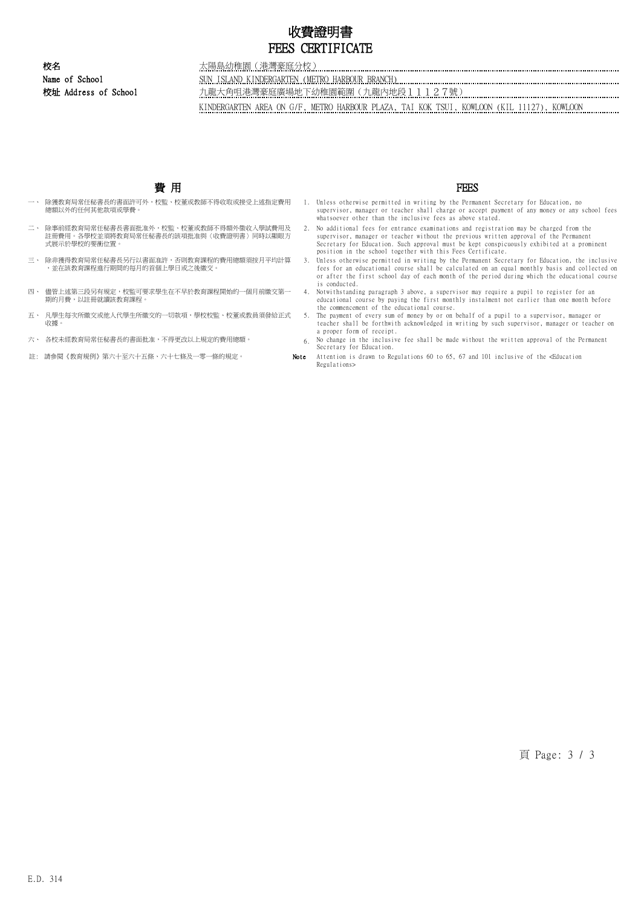# 收費證明書
# FEES CERTIFICATE

**校名** 太陽島幼稚園（港灣豪庭分校）

**Name of School** SUN ISLAND KINDERGARTEN (METRO HARBOUR BRANCH)

**校址 Address of School** 九龍大角咀港灣豪庭廣場地下幼稚園範圍（九龍內地段１１１２７號）

KINDERGARTEN AREA ON G/F, METRO HARBOUR PLAZA, TAI KOK TSUI, KOWLOON (KIL 11127), KOWLOON

## 費 用

一、 除獲教育局常任秘書長的書面許可外，校監、校董或教師不得收取或接受上述指定費用總額以外的任何其他款項或學費。

二、 除事前經教育局常任秘書長書面批准外，校監、校董或教師不得額外徵收入學試費用及註冊費用。各學校並須將教育局常任秘書長的該項批准與〈收費證明書〉同時以顯眼方式展示於學校的要衝位置。

三、 除非獲得教育局常任秘書長另行以書面准許，否則教育課程的費用總額須按月平均計算，並在該教育課程進行期間的每月的首個上學日或之後繳交。

四、 儘管上述第三段另有規定，校監可要求學生在不早於教育課程開始的一個月前繳交第一期的月費，以註冊就讀該教育課程。

五、 凡學生每次所繳交或他人代學生所繳交的一切款項，學校校監、校董或教員須發給正式收據。

六、 各校未經教育局常任秘書長的書面批准，不得更改以上規定的費用總額。

註： 請參閱《教育規例》第六十至六十五條、六十七條及一零一條的規定。

## FEES

1. Unless otherwise permitted in writing by the Permanent Secretary for Education, no supervisor, manager or teacher shall charge or accept payment of any money or any school fees whatsoever other than the inclusive fees as above stated.
2. No additional fees for entrance examinations and registration may be charged from the supervisor, manager or teacher without the previous written approval of the Permanent Secretary for Education. Such approval must be kept conspicuously exhibited at a prominent position in the school together with this Fees Certificate.
3. Unless otherwise permitted in writing by the Permanent Secretary for Education, the inclusive fees for an educational course shall be calculated on an equal monthly basis and collected on or after the first school day of each month of the period during which the educational course is conducted.
4. Notwithstanding paragraph 3 above, a supervisor may require a pupil to register for an educational course by paying the first monthly instalment not earlier than one month before the commencement of the educational course.
5. The payment of every sum of money by or on behalf of a pupil to a supervisor, manager or teacher shall be forthwith acknowledged in writing by such supervisor, manager or teacher on a proper form of receipt.
6. No change in the inclusive fee shall be made without the written approval of the Permanent Secretary for Education.

**Note** Attention is drawn to Regulations 60 to 65, 67 and 101 inclusive of the <Education Regulations>

E.D. 314